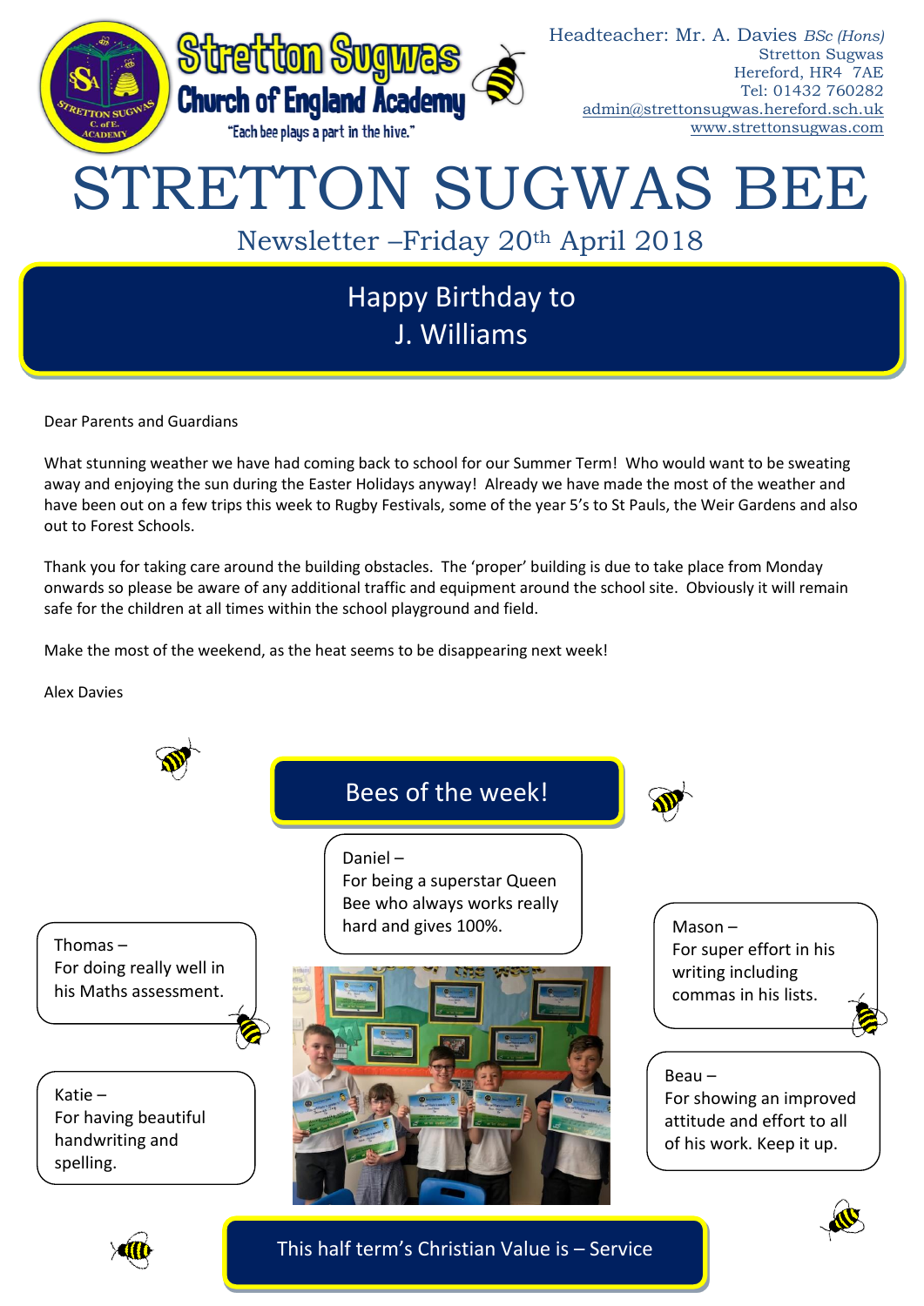Stretton Sugwas Church of England Academy

"Each bee plays a part in the hive."

Headteacher: Mr. A. Davies *BSc (Hons)*
Stretton Sugwas
Hereford, HR4 7AE
Tel: 01432 760282
admin@strettonsugwas.hereford.sch.uk
www.strettonsugwas.com

# STRETTON SUGWAS BEE

## Newsletter –Friday 20th April 2018

## Happy Birthday to J. Williams

Dear Parents and Guardians

What stunning weather we have had coming back to school for our Summer Term! Who would want to be sweating away and enjoying the sun during the Easter Holidays anyway! Already we have made the most of the weather and have been out on a few trips this week to Rugby Festivals, some of the year 5's to St Pauls, the Weir Gardens and also out to Forest Schools.

Thank you for taking care around the building obstacles. The 'proper' building is due to take place from Monday onwards so please be aware of any additional traffic and equipment around the school site. Obviously it will remain safe for the children at all times within the school playground and field.

Make the most of the weekend, as the heat seems to be disappearing next week!

Alex Davies

## Bees of the week!

Daniel –
For being a superstar Queen Bee who always works really hard and gives 100%.

Thomas –
For doing really well in his Maths assessment.

Mason –
For super effort in his writing including commas in his lists.

Katie –
For having beautiful handwriting and spelling.

Beau –
For showing an improved attitude and effort to all of his work. Keep it up.

## This half term's Christian Value is – Service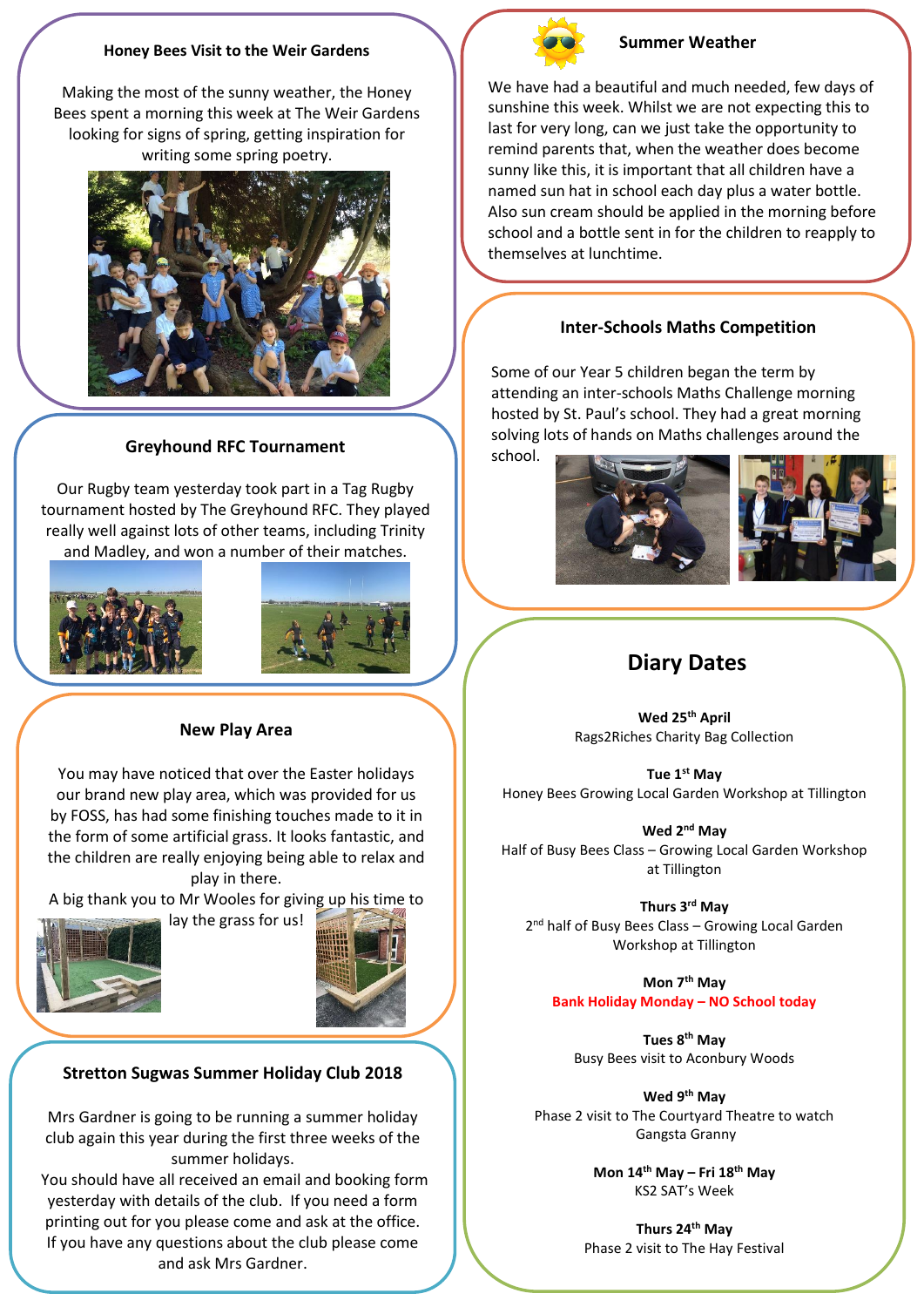## Honey Bees Visit to the Weir Gardens

Making the most of the sunny weather, the Honey Bees spent a morning this week at The Weir Gardens looking for signs of spring, getting inspiration for writing some spring poetry.

## Greyhound RFC Tournament

Our Rugby team yesterday took part in a Tag Rugby tournament hosted by The Greyhound RFC. They played really well against lots of other teams, including Trinity and Madley, and won a number of their matches.

## New Play Area

You may have noticed that over the Easter holidays our brand new play area, which was provided for us by FOSS, has had some finishing touches made to it in the form of some artificial grass. It looks fantastic, and the children are really enjoying being able to relax and play in there.

A big thank you to Mr Wooles for giving up his time to lay the grass for us!

## Stretton Sugwas Summer Holiday Club 2018

Mrs Gardner is going to be running a summer holiday club again this year during the first three weeks of the summer holidays.

You should have all received an email and booking form yesterday with details of the club. If you need a form printing out for you please come and ask at the office. If you have any questions about the club please come and ask Mrs Gardner.

## Summer Weather

We have had a beautiful and much needed, few days of sunshine this week. Whilst we are not expecting this to last for very long, can we just take the opportunity to remind parents that, when the weather does become sunny like this, it is important that all children have a named sun hat in school each day plus a water bottle. Also sun cream should be applied in the morning before school and a bottle sent in for the children to reapply to themselves at lunchtime.

## Inter-Schools Maths Competition

Some of our Year 5 children began the term by attending an inter-schools Maths Challenge morning hosted by St. Paul's school. They had a great morning solving lots of hands on Maths challenges around the school.

# Diary Dates

**Wed 25th April**
Rags2Riches Charity Bag Collection

**Tue 1st May**
Honey Bees Growing Local Garden Workshop at Tillington

**Wed 2nd May**
Half of Busy Bees Class – Growing Local Garden Workshop at Tillington

**Thurs 3rd May**
2nd half of Busy Bees Class – Growing Local Garden Workshop at Tillington

**Mon 7th May**
**Bank Holiday Monday – NO School today**

**Tues 8th May**
Busy Bees visit to Aconbury Woods

**Wed 9th May**
Phase 2 visit to The Courtyard Theatre to watch Gangsta Granny

**Mon 14th May – Fri 18th May**
KS2 SAT's Week

**Thurs 24th May**
Phase 2 visit to The Hay Festival